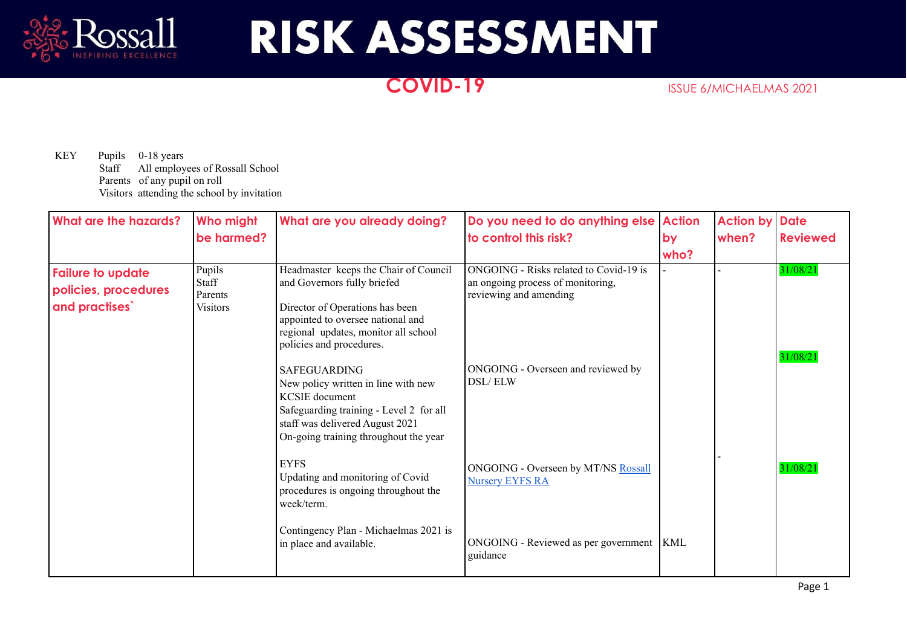# RISK ASSESSMENT

## COVID-19

ISSUE 6/MICHAELMAS 2021

KEY
- Pupils 0-18 years
- Staff All employees of Rossall School
- Parents of any pupil on roll
- Visitors attending the school by invitation

| What are the hazards? | Who might be harmed? | What are you already doing? | Do you need to do anything else to control this risk? | Action by who? | Action by when? | Date Reviewed |
|---|---|---|---|---|---|---|
| **Failure to update policies, procedures and practises`** | Pupils<br>Staff<br>Parents<br>Visitors | Headmaster keeps the Chair of Council and Governors fully briefed<br><br>Director of Operations has been appointed to oversee national and regional updates, monitor all school policies and procedures. | ONGOING - Risks related to Covid-19 is an ongoing process of monitoring, reviewing and amending | - | - | 31/08/21 |
| | | SAFEGUARDING<br>New policy written in line with new KCSIE document<br>Safeguarding training - Level 2 for all staff was delivered August 2021<br>On-going training throughout the year | ONGOING - Overseen and reviewed by DSL/ ELW | | | 31/08/21 |
| | | EYFS<br>Updating and monitoring of Covid procedures is ongoing throughout the week/term. | ONGOING - Overseen by MT/NS Rossall Nursery EYFS RA | | - | 31/08/21 |
| | | Contingency Plan - Michaelmas 2021 is in place and available. | ONGOING - Reviewed as per government guidance | KML | | |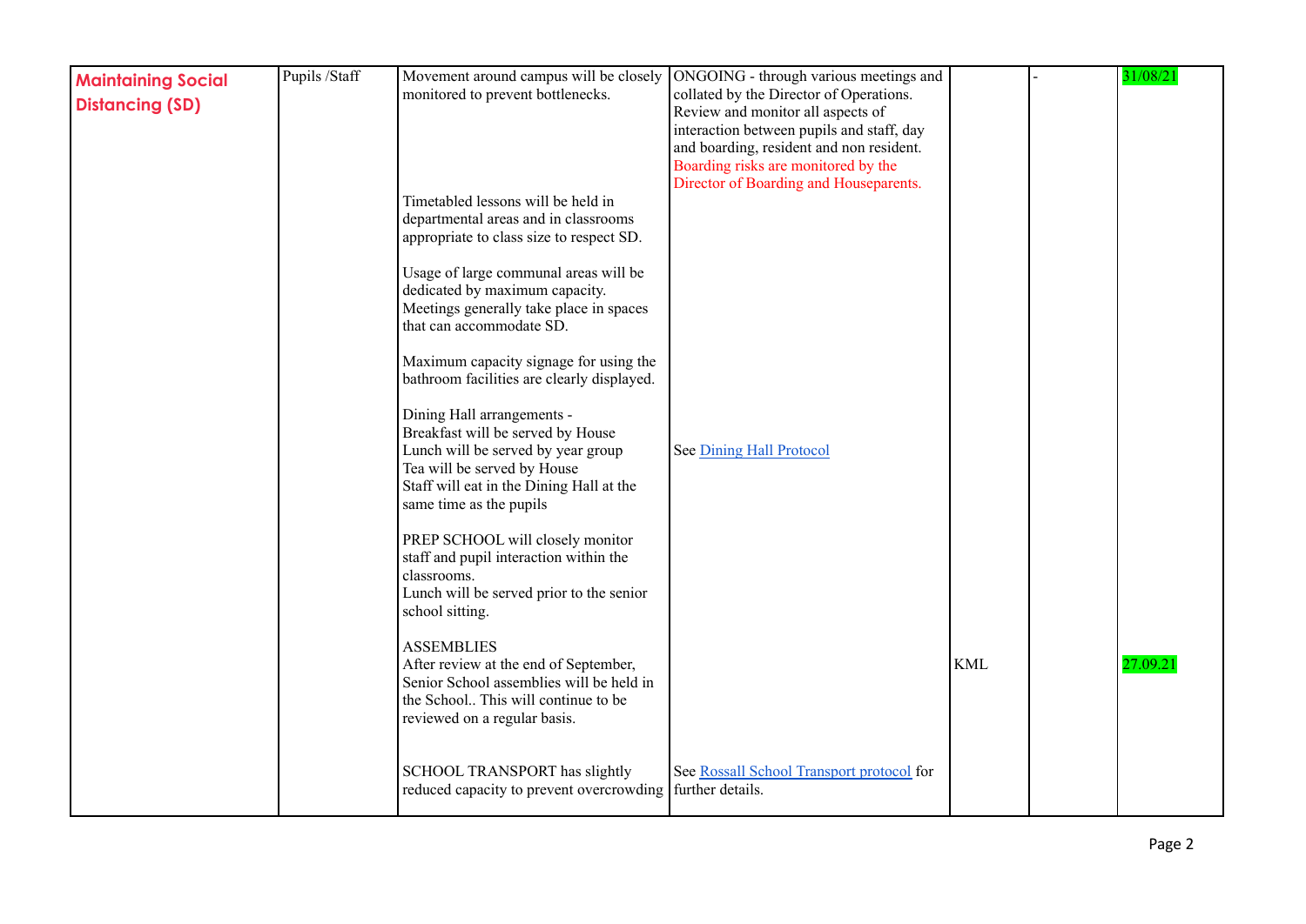| | | | | | | |
|---|---|---|---|---|---|---|
| **Maintaining Social Distancing (SD)** | Pupils /Staff | Movement around campus will be closely monitored to prevent bottlenecks.<br><br>Timetabled lessons will be held in departmental areas and in classrooms appropriate to class size to respect SD.<br><br>Usage of large communal areas will be dedicated by maximum capacity. Meetings generally take place in spaces that can accommodate SD.<br><br>Maximum capacity signage for using the bathroom facilities are clearly displayed.<br><br>Dining Hall arrangements -<br>Breakfast will be served by House<br>Lunch will be served by year group<br>Tea will be served by House<br>Staff will eat in the Dining Hall at the same time as the pupils<br><br>PREP SCHOOL will closely monitor staff and pupil interaction within the classrooms.<br>Lunch will be served prior to the senior school sitting.<br><br>ASSEMBLIES<br>After review at the end of September, Senior School assemblies will be held in the School.. This will continue to be reviewed on a regular basis.<br><br>SCHOOL TRANSPORT has slightly reduced capacity to prevent overcrowding | ONGOING - through various meetings and collated by the Director of Operations. Review and monitor all aspects of interaction between pupils and staff, day and boarding, resident and non resident. Boarding risks are monitored by the Director of Boarding and Houseparents.<br><br>See Dining Hall Protocol<br><br>See Rossall School Transport protocol for further details. | KML | - | 31/08/21<br><br>27.09.21 |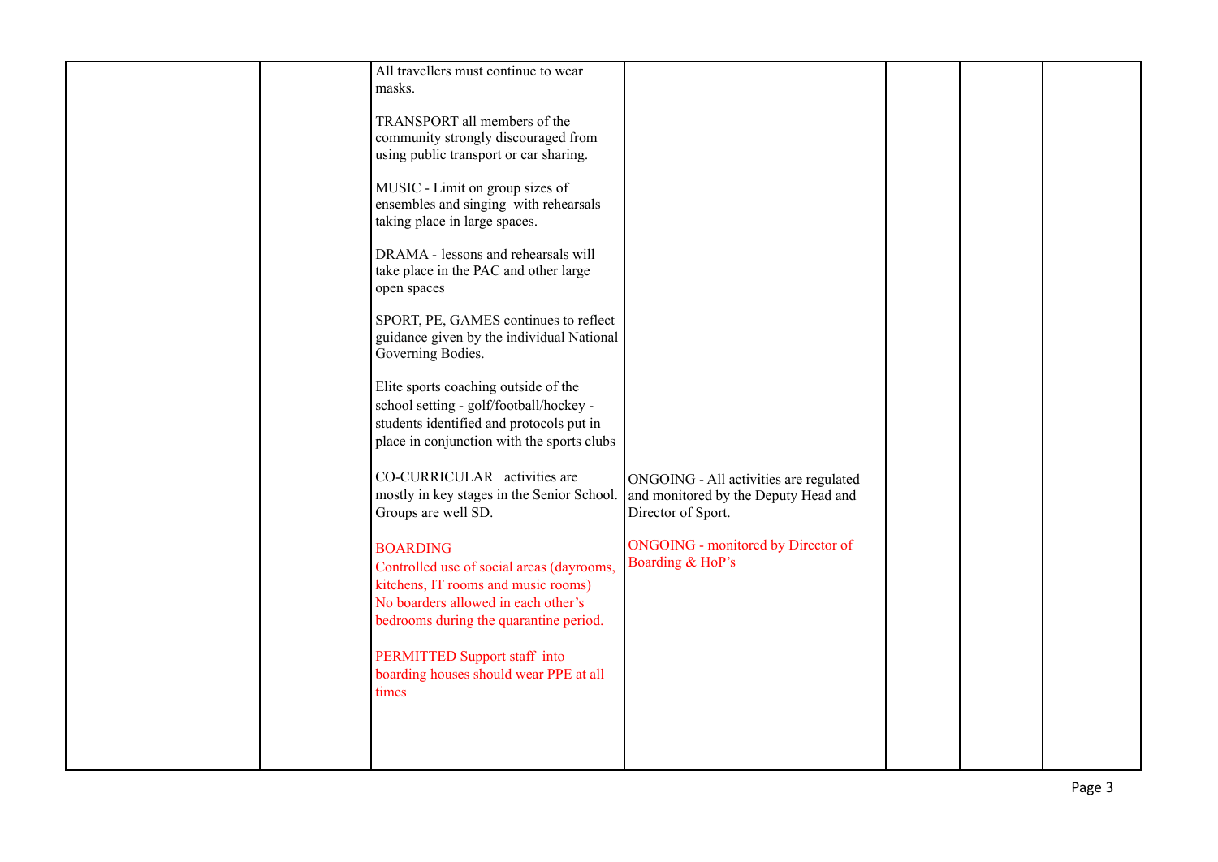|  |  |  |  |  |  |  |
|---|---|---|---|---|---|---|
|  |  | All travellers must continue to wear masks.<br><br>TRANSPORT all members of the community strongly discouraged from using public transport or car sharing.<br><br>MUSIC - Limit on group sizes of ensembles and singing with rehearsals taking place in large spaces.<br><br>DRAMA - lessons and rehearsals will take place in the PAC and other large open spaces<br><br>SPORT, PE, GAMES continues to reflect guidance given by the individual National Governing Bodies.<br><br>Elite sports coaching outside of the school setting - golf/football/hockey - students identified and protocols put in place in conjunction with the sports clubs |  |  |  |  |
|  |  | CO-CURRICULAR activities are mostly in key stages in the Senior School. Groups are well SD. | ONGOING - All activities are regulated and monitored by the Deputy Head and Director of Sport. |  |  |  |
|  |  | BOARDING<br>Controlled use of social areas (dayrooms, kitchens, IT rooms and music rooms)<br>No boarders allowed in each other's bedrooms during the quarantine period.<br><br>PERMITTED Support staff into boarding houses should wear PPE at all times | ONGOING - monitored by Director of Boarding & HoP's |  |  |  |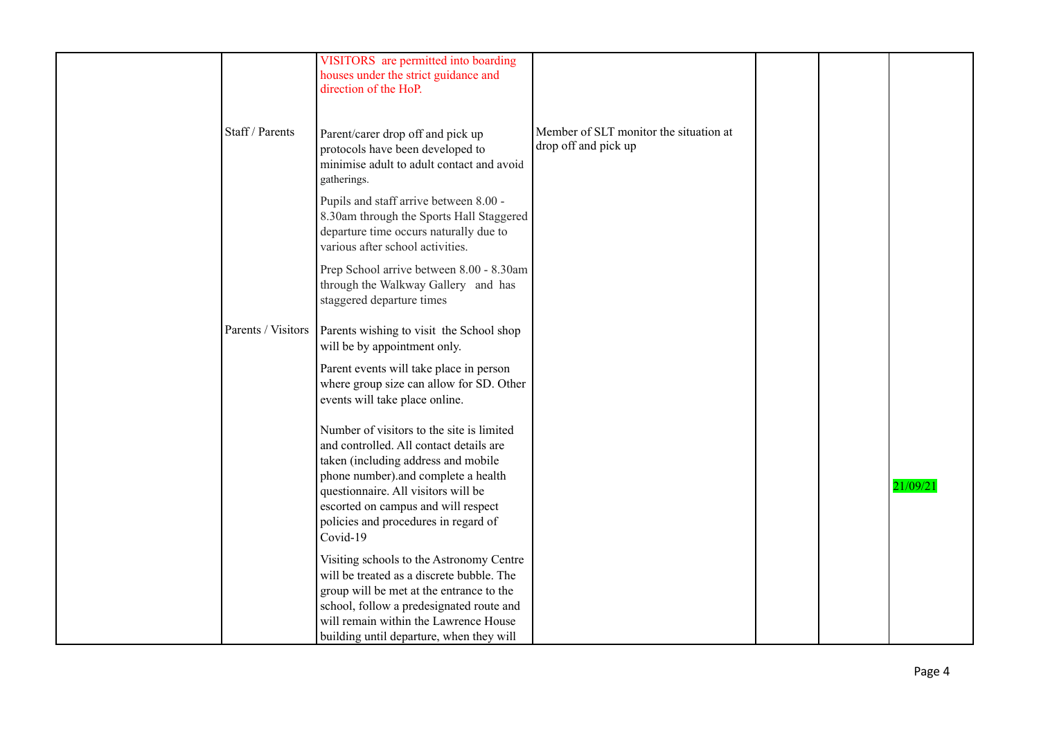| | | | | | | |
|---|---|---|---|---|---|---|
| | | VISITORS are permitted into boarding houses under the strict guidance and direction of the HoP. | | | | |
| | Staff / Parents | Parent/carer drop off and pick up protocols have been developed to minimise adult to adult contact and avoid gatherings.<br><br>Pupils and staff arrive between 8.00 - 8.30am through the Sports Hall Staggered departure time occurs naturally due to various after school activities.<br><br>Prep School arrive between 8.00 - 8.30am through the Walkway Gallery and has staggered departure times | Member of SLT monitor the situation at drop off and pick up | | | |
| | Parents / Visitors | Parents wishing to visit the School shop will be by appointment only.<br><br>Parent events will take place in person where group size can allow for SD. Other events will take place online.<br><br>Number of visitors to the site is limited and controlled. All contact details are taken (including address and mobile phone number).and complete a health questionnaire. All visitors will be escorted on campus and will respect policies and procedures in regard of Covid-19<br><br>Visiting schools to the Astronomy Centre will be treated as a discrete bubble. The group will be met at the entrance to the school, follow a predesignated route and will remain within the Lawrence House building until departure, when they will | | | | 21/09/21 |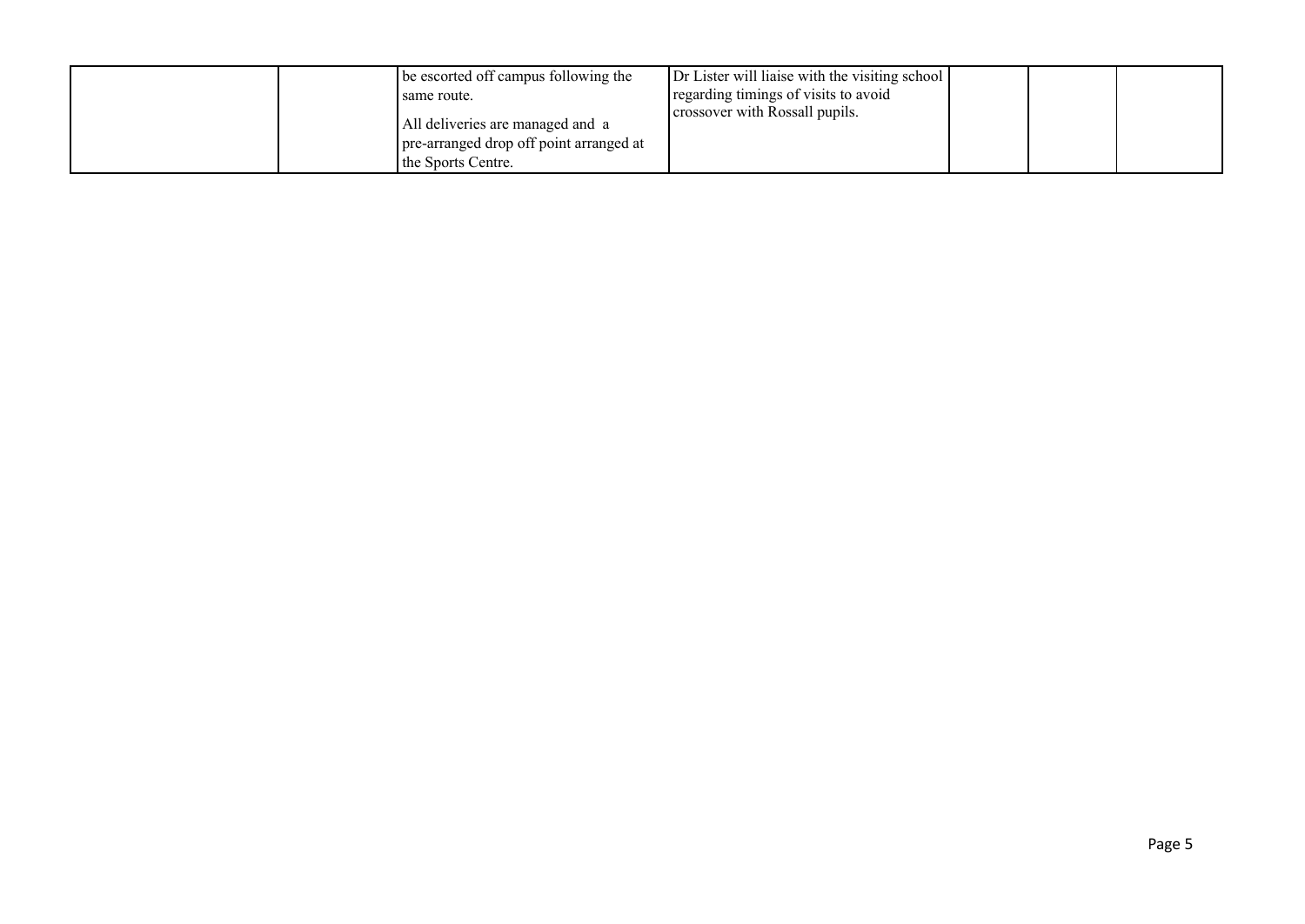| | | | | | | |
|---|---|---|---|---|---|---|
| | | be escorted off campus following the same route.<br><br>All deliveries are managed and a pre-arranged drop off point arranged at the Sports Centre. | Dr Lister will liaise with the visiting school regarding timings of visits to avoid crossover with Rossall pupils. | | | |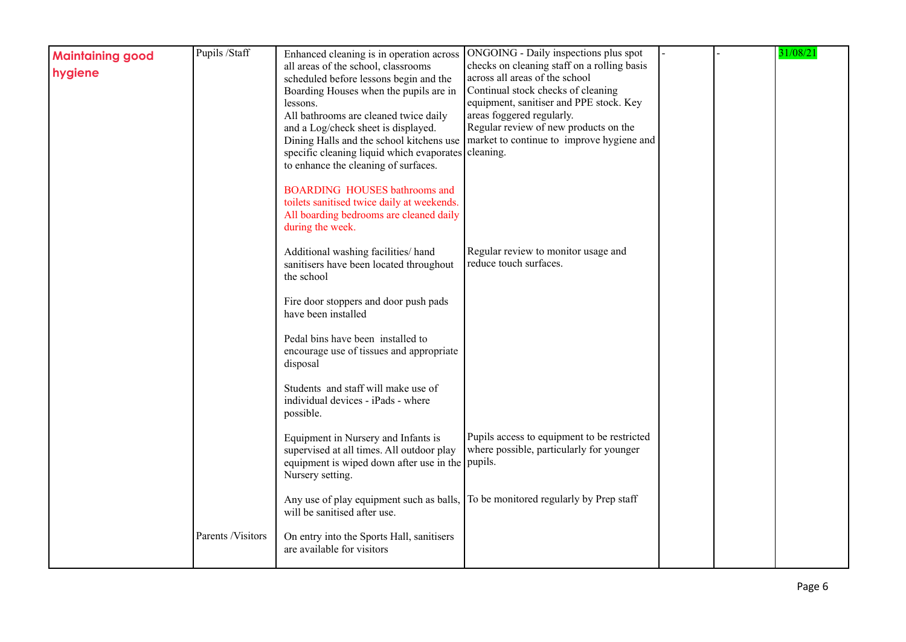| Maintaining good hygiene | Pupils /Staff | Enhanced cleaning is in operation across all areas of the school, classrooms scheduled before lessons begin and the Boarding Houses when the pupils are in lessons.<br>All bathrooms are cleaned twice daily and a Log/check sheet is displayed.<br>Dining Halls and the school kitchens use specific cleaning liquid which evaporates to enhance the cleaning of surfaces.<br><br>BOARDING HOUSES bathrooms and toilets sanitised twice daily at weekends. All boarding bedrooms are cleaned daily during the week.<br><br>Additional washing facilities/ hand sanitisers have been located throughout the school<br><br>Fire door stoppers and door push pads have been installed<br><br>Pedal bins have been installed to encourage use of tissues and appropriate disposal<br><br>Students and staff will make use of individual devices - iPads - where possible.<br><br>Equipment in Nursery and Infants is supervised at all times. All outdoor play equipment is wiped down after use in the Nursery setting.<br><br>Any use of play equipment such as balls, will be sanitised after use. | ONGOING - Daily inspections plus spot checks on cleaning staff on a rolling basis across all areas of the school<br>Continual stock checks of cleaning equipment, sanitiser and PPE stock. Key areas foggered regularly.<br>Regular review of new products on the market to continue to improve hygiene and cleaning.<br><br>Regular review to monitor usage and reduce touch surfaces.<br><br>Pupils access to equipment to be restricted where possible, particularly for younger pupils.<br><br>To be monitored regularly by Prep staff | - | - | 31/08/21 |
|---|---|---|---|---|---|---|
| | Parents /Visitors | On entry into the Sports Hall, sanitisers are available for visitors | | | | |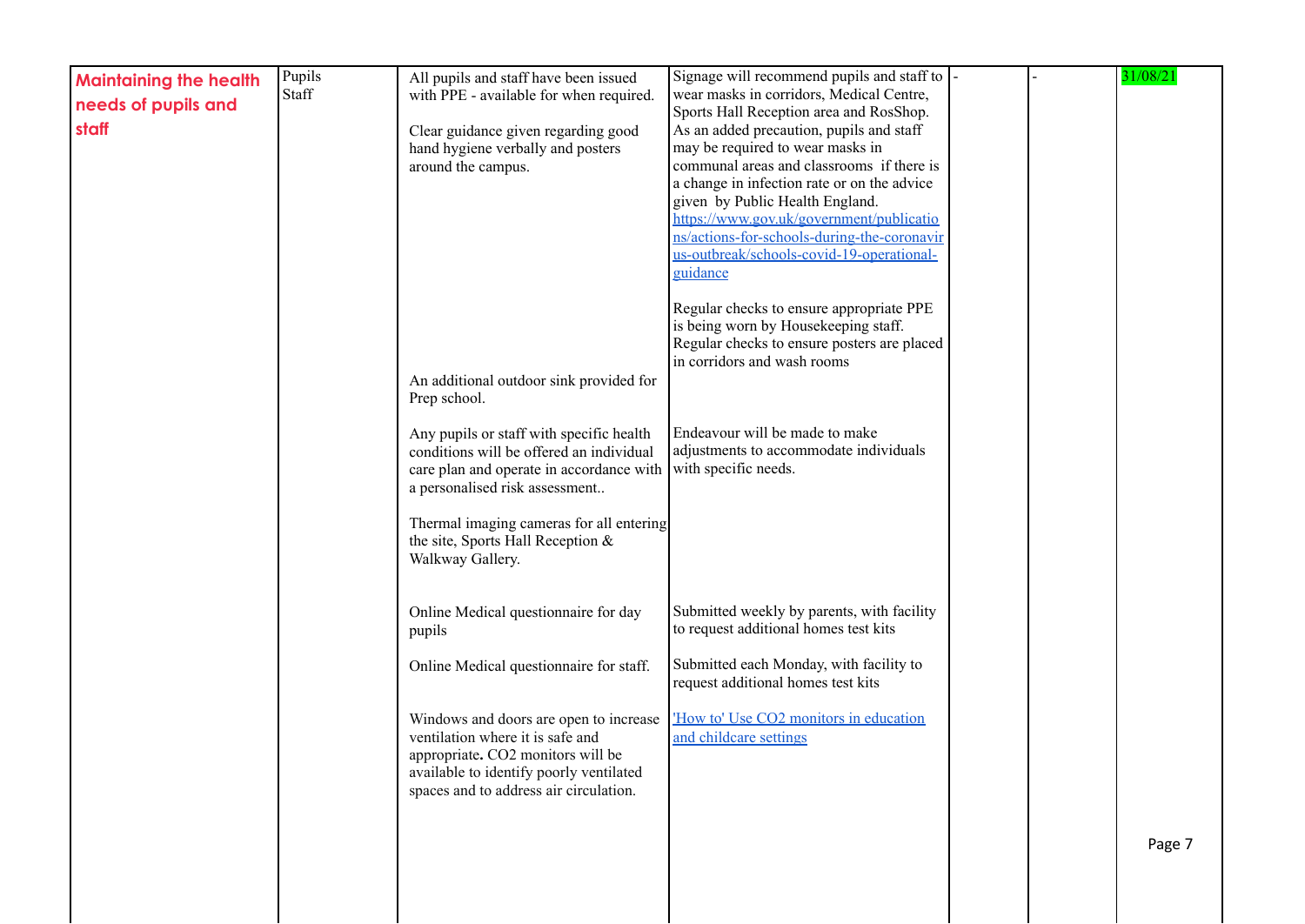| Maintaining the health needs of pupils and staff | Pupils Staff | All pupils and staff have been issued with PPE - available for when required.<br><br>Clear guidance given regarding good hand hygiene verbally and posters around the campus. | Signage will recommend pupils and staff to wear masks in corridors, Medical Centre, Sports Hall Reception area and RosShop. As an added precaution, pupils and staff may be required to wear masks in communal areas and classrooms if there is a change in infection rate or on the advice given by Public Health England. https://www.gov.uk/government/publications/actions-for-schools-during-the-coronavirus-outbreak/schools-covid-19-operational-guidance<br><br>Regular checks to ensure appropriate PPE is being worn by Housekeeping staff. Regular checks to ensure posters are placed in corridors and wash rooms | - | - | 31/08/21 |
|---|---|---|---|---|---|---|
| | | An additional outdoor sink provided for Prep school. | | | | |
| | | Any pupils or staff with specific health conditions will be offered an individual care plan and operate in accordance with a personalised risk assessment.. | Endeavour will be made to make adjustments to accommodate individuals with specific needs. | | | |
| | | Thermal imaging cameras for all entering the site, Sports Hall Reception & Walkway Gallery. | | | | |
| | | Online Medical questionnaire for day pupils | Submitted weekly by parents, with facility to request additional homes test kits | | | |
| | | Online Medical questionnaire for staff. | Submitted each Monday, with facility to request additional homes test kits | | | |
| | | Windows and doors are open to increase ventilation where it is safe and appropriate. CO2 monitors will be available to identify poorly ventilated spaces and to address air circulation. | 'How to' Use CO2 monitors in education and childcare settings | | | |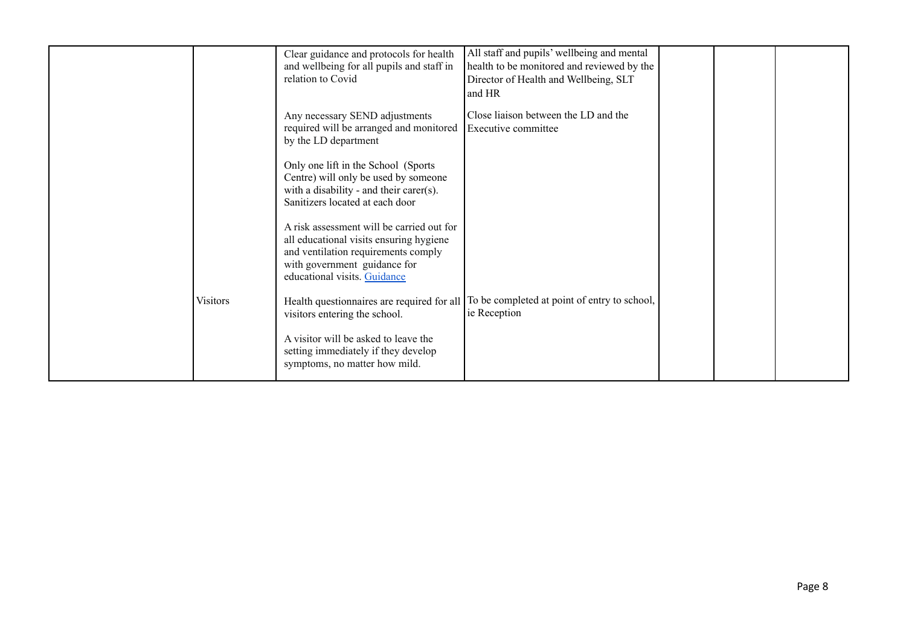| | | | | | | |
|---|---|---|---|---|---|---|
| | | Clear guidance and protocols for health and wellbeing for all pupils and staff in relation to Covid<br><br>Any necessary SEND adjustments required will be arranged and monitored by the LD department<br><br>Only one lift in the School (Sports Centre) will only be used by someone with a disability - and their carer(s). Sanitizers located at each door<br><br>A risk assessment will be carried out for all educational visits ensuring hygiene and ventilation requirements comply with government guidance for educational visits. [Guidance] | All staff and pupils' wellbeing and mental health to be monitored and reviewed by the Director of Health and Wellbeing, SLT and HR<br><br>Close liaison between the LD and the Executive committee | | | |
| | Visitors | Health questionnaires are required for all visitors entering the school.<br><br>A visitor will be asked to leave the setting immediately if they develop symptoms, no matter how mild. | To be completed at point of entry to school, ie Reception | | | |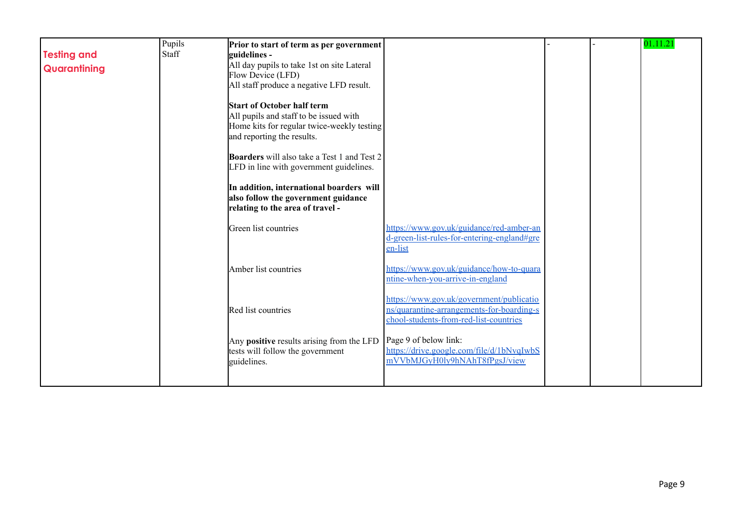| | | | | | | |
|---|---|---|---|---|---|---|
| **Testing and Quarantining** | Pupils<br>Staff | **Prior to start of term as per government guidelines -**<br>All day pupils to take 1st on site Lateral Flow Device (LFD)<br>All staff produce a negative LFD result.<br><br>**Start of October half term**<br>All pupils and staff to be issued with Home kits for regular twice-weekly testing and reporting the results.<br><br>**Boarders** will also take a Test 1 and Test 2 LFD in line with government guidelines.<br><br>**In addition, international boarders will also follow the government guidance relating to the area of travel -**<br><br>Green list countries<br><br>Amber list countries<br><br>Red list countries<br><br>Any **positive** results arising from the LFD tests will follow the government guidelines. | <br><br><br><br><br><br><br><br><br><br><br><br><br>https://www.gov.uk/guidance/red-amber-and-green-list-rules-for-entering-england#green-list<br><br>https://www.gov.uk/guidance/how-to-quarantine-when-you-arrive-in-england<br><br>https://www.gov.uk/government/publications/quarantine-arrangements-for-boarding-school-students-from-red-list-countries<br><br>Page 9 of below link:<br>https://drive.google.com/file/d/1bNvqIwbSmVVbMJGyH0ly9hNAhT8fPgsJ/view | - | - | 01.11.21 |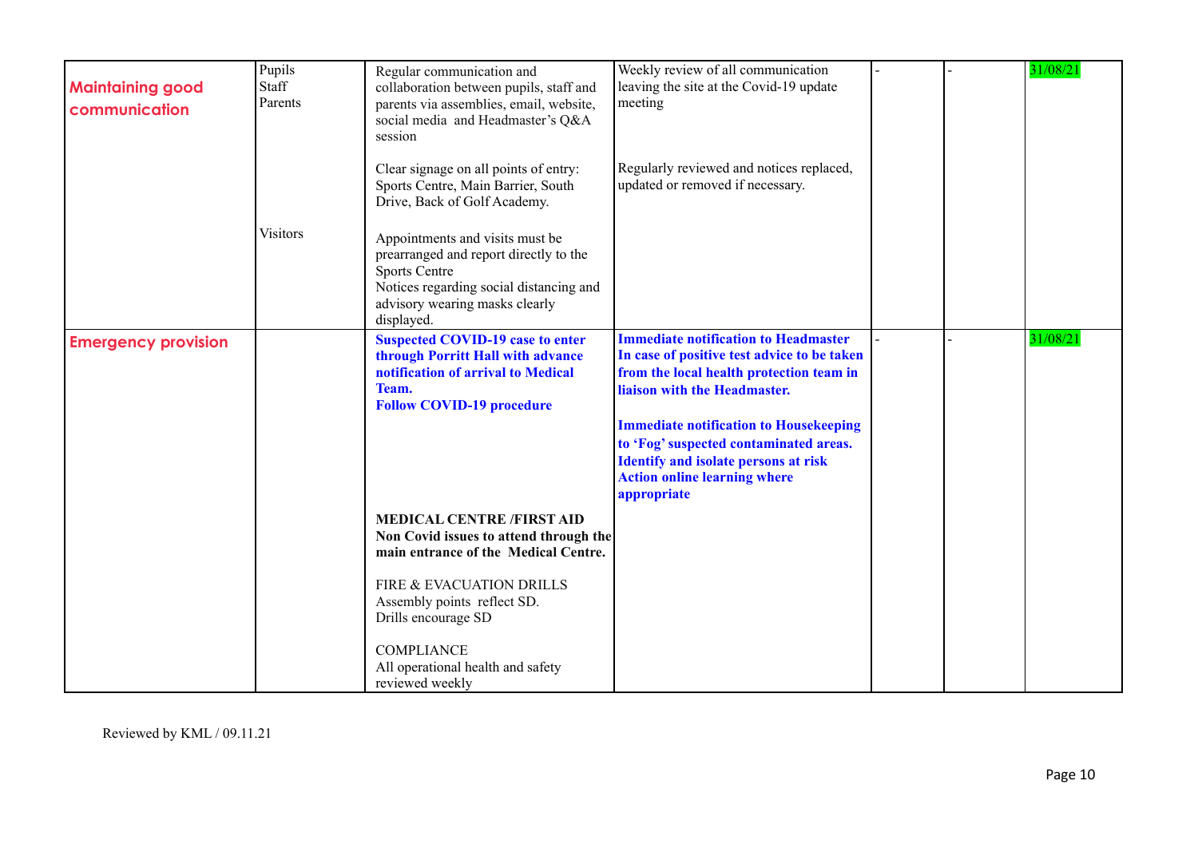| Maintaining good communication | Pupils<br>Staff<br>Parents<br><br><br><br><br>Visitors | Regular communication and collaboration between pupils, staff and parents via assemblies, email, website, social media and Headmaster's Q&A session<br><br>Clear signage on all points of entry: Sports Centre, Main Barrier, South Drive, Back of Golf Academy.<br><br>Appointments and visits must be prearranged and report directly to the Sports Centre<br>Notices regarding social distancing and advisory wearing masks clearly displayed. | Weekly review of all communication leaving the site at the Covid-19 update meeting<br><br>Regularly reviewed and notices replaced, updated or removed if necessary. | - | - | 31/08/21 |
|---|---|---|---|---|---|---|
| Emergency provision | | **Suspected COVID-19 case to enter through Porritt Hall with advance notification of arrival to Medical Team.**<br>**Follow COVID-19 procedure**<br><br>**MEDICAL CENTRE /FIRST AID**<br>**Non Covid issues to attend through the main entrance of the Medical Centre.**<br><br>FIRE & EVACUATION DRILLS<br>Assembly points reflect SD.<br>Drills encourage SD<br><br>COMPLIANCE<br>All operational health and safety reviewed weekly | **Immediate notification to Headmaster**<br>**In case of positive test advice to be taken from the local health protection team in liaison with the Headmaster.**<br><br>**Immediate notification to Housekeeping to 'Fog' suspected contaminated areas.**<br>**Identify and isolate persons at risk**<br>**Action online learning where appropriate** | - | - | 31/08/21 |

Reviewed by KML / 09.11.21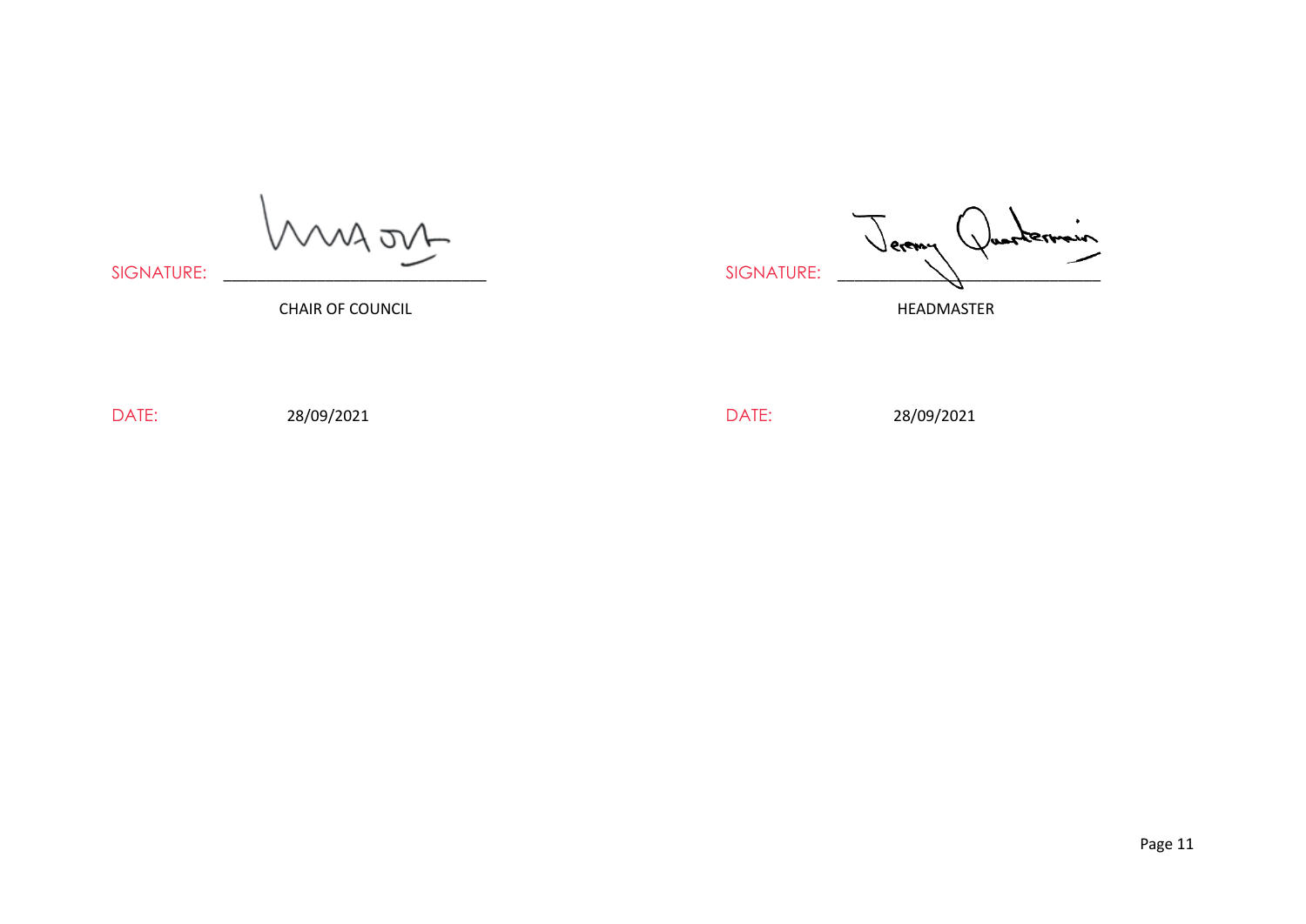SIGNATURE: ______________________________

CHAIR OF COUNCIL

SIGNATURE: ______________________________

HEADMASTER

DATE: 28/09/2021

DATE: 28/09/2021